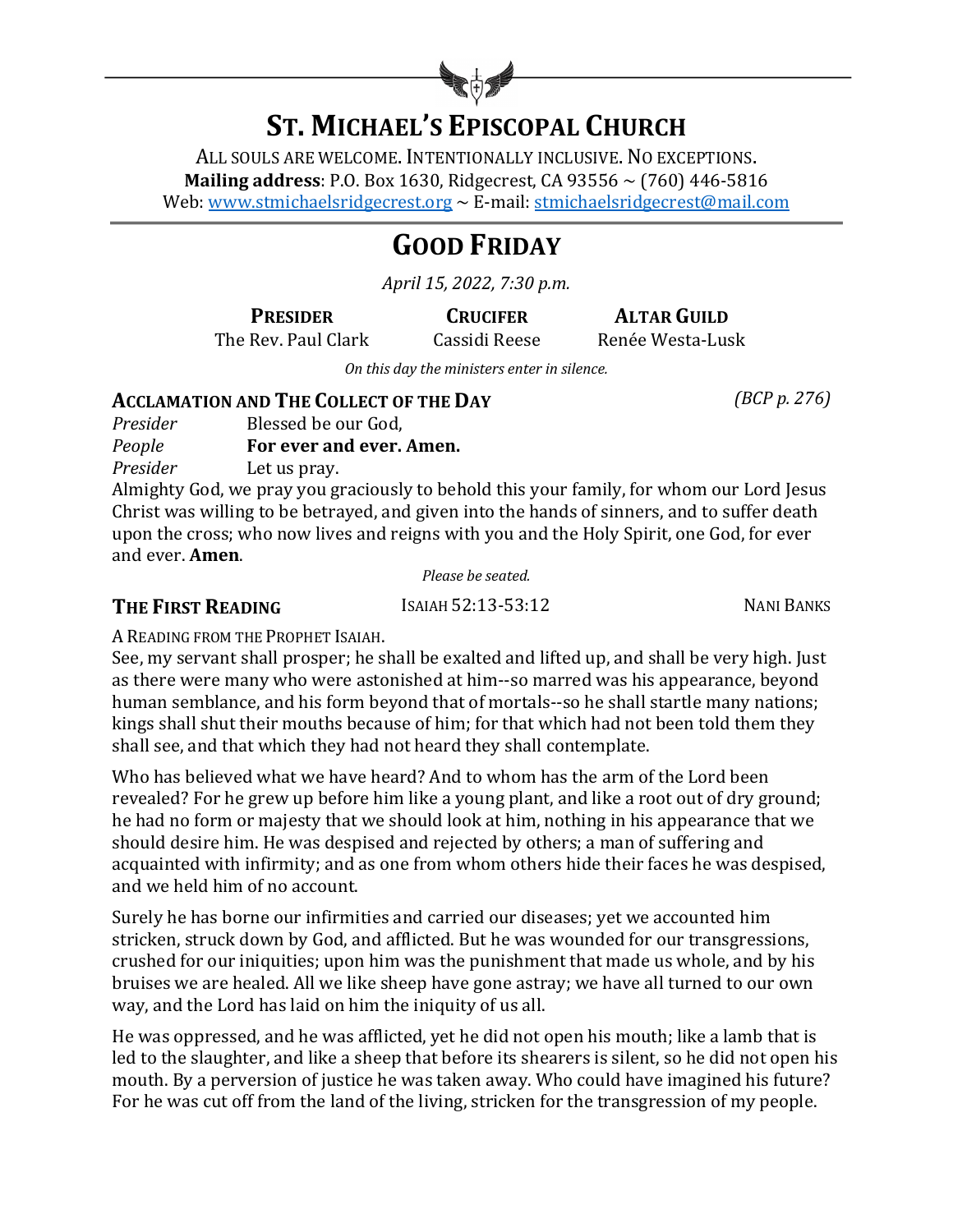# ST. MICHAEL'S EPISCOPAL CHURCH

ALL SOULS ARE WELCOME. INTENTIONALLY INCLUSIVE. NO EXCEPTIONS.
**Mailing address**: P.O. Box 1630, Ridgecrest, CA 93556 ~ (760) 446-5816
Web: www.stmichaelsridgecrest.org ~ E-mail: stmichaelsridgecrest@mail.com

# GOOD FRIDAY

*April 15, 2022, 7:30 p.m.*

| **PRESIDER** | **CRUCIFER** | **ALTAR GUILD** |
|---|---|---|
| The Rev. Paul Clark | Cassidi Reese | Renée Westa-Lusk |

*On this day the ministers enter in silence.*

## ACCLAMATION AND THE COLLECT OF THE DAY *(BCP p. 276)*

*Presider* Blessed be our God,
*People* **For ever and ever. Amen.**
*Presider* Let us pray.

Almighty God, we pray you graciously to behold this your family, for whom our Lord Jesus Christ was willing to be betrayed, and given into the hands of sinners, and to suffer death upon the cross; who now lives and reigns with you and the Holy Spirit, one God, for ever and ever. **Amen**.

*Please be seated.*

## THE FIRST READING ISAIAH 52:13-53:12 NANI BANKS

A READING FROM THE PROPHET ISAIAH.

See, my servant shall prosper; he shall be exalted and lifted up, and shall be very high. Just as there were many who were astonished at him--so marred was his appearance, beyond human semblance, and his form beyond that of mortals--so he shall startle many nations; kings shall shut their mouths because of him; for that which had not been told them they shall see, and that which they had not heard they shall contemplate.

Who has believed what we have heard? And to whom has the arm of the Lord been revealed? For he grew up before him like a young plant, and like a root out of dry ground; he had no form or majesty that we should look at him, nothing in his appearance that we should desire him. He was despised and rejected by others; a man of suffering and acquainted with infirmity; and as one from whom others hide their faces he was despised, and we held him of no account.

Surely he has borne our infirmities and carried our diseases; yet we accounted him stricken, struck down by God, and afflicted. But he was wounded for our transgressions, crushed for our iniquities; upon him was the punishment that made us whole, and by his bruises we are healed. All we like sheep have gone astray; we have all turned to our own way, and the Lord has laid on him the iniquity of us all.

He was oppressed, and he was afflicted, yet he did not open his mouth; like a lamb that is led to the slaughter, and like a sheep that before its shearers is silent, so he did not open his mouth. By a perversion of justice he was taken away. Who could have imagined his future? For he was cut off from the land of the living, stricken for the transgression of my people.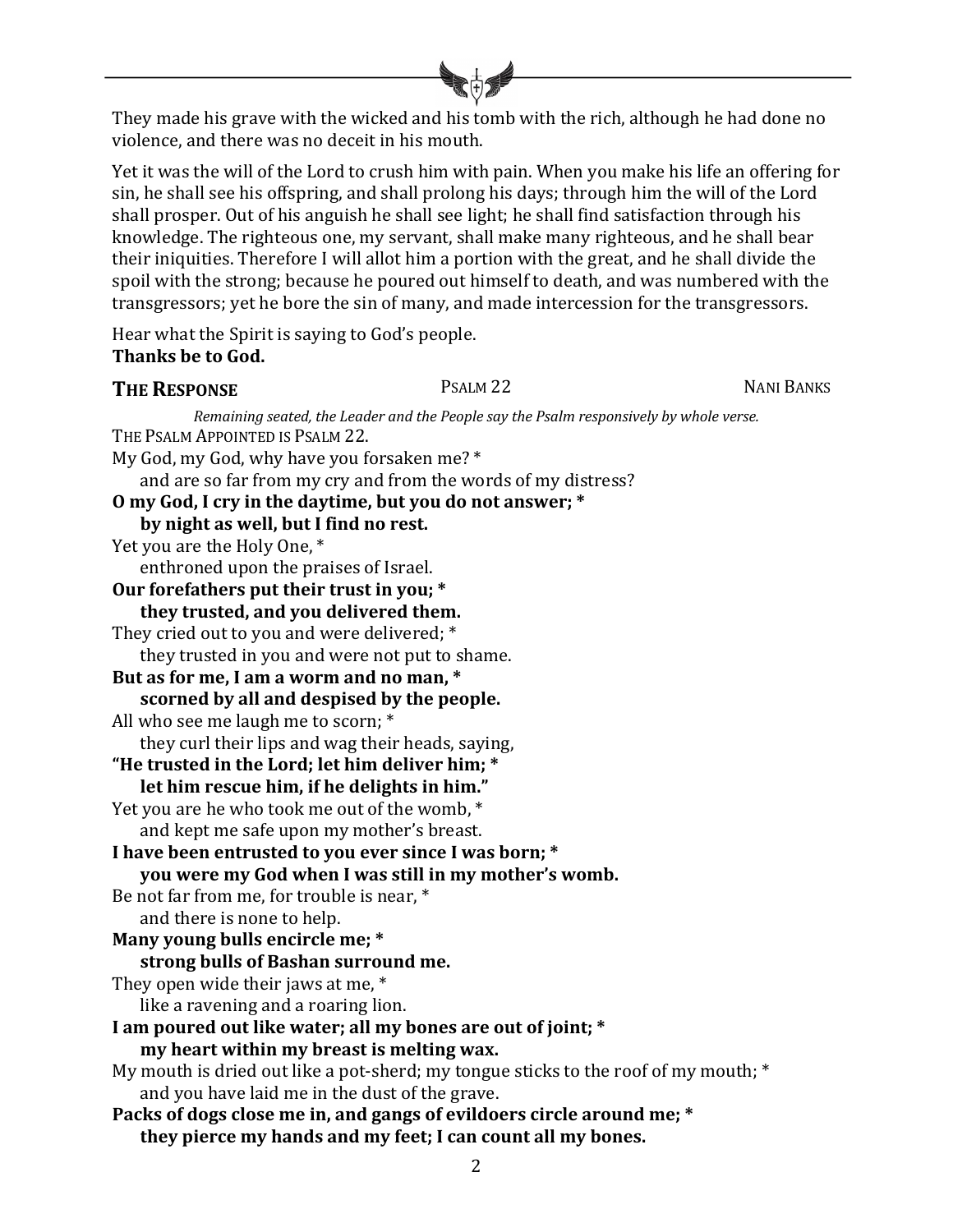They made his grave with the wicked and his tomb with the rich, although he had done no violence, and there was no deceit in his mouth.

Yet it was the will of the Lord to crush him with pain. When you make his life an offering for sin, he shall see his offspring, and shall prolong his days; through him the will of the Lord shall prosper. Out of his anguish he shall see light; he shall find satisfaction through his knowledge. The righteous one, my servant, shall make many righteous, and he shall bear their iniquities. Therefore I will allot him a portion with the great, and he shall divide the spoil with the strong; because he poured out himself to death, and was numbered with the transgressors; yet he bore the sin of many, and made intercession for the transgressors.

Hear what the Spirit is saying to God's people.
**Thanks be to God.**

**THE RESPONSE** PSALM 22 NANI BANKS

*Remaining seated, the Leader and the People say the Psalm responsively by whole verse.*

THE PSALM APPOINTED IS PSALM 22.

My God, my God, why have you forsaken me? *
 and are so far from my cry and from the words of my distress?

**O my God, I cry in the daytime, but you do not answer; ***
 **by night as well, but I find no rest.**

Yet you are the Holy One, *
 enthroned upon the praises of Israel.

**Our forefathers put their trust in you; ***
 **they trusted, and you delivered them.**

They cried out to you and were delivered; *
 they trusted in you and were not put to shame.

**But as for me, I am a worm and no man, ***
 **scorned by all and despised by the people.**

All who see me laugh me to scorn; *
 they curl their lips and wag their heads, saying,

**"He trusted in the Lord; let him deliver him; ***
 **let him rescue him, if he delights in him."**

Yet you are he who took me out of the womb, *
 and kept me safe upon my mother's breast.

**I have been entrusted to you ever since I was born; ***
 **you were my God when I was still in my mother's womb.**

Be not far from me, for trouble is near, *
 and there is none to help.

**Many young bulls encircle me; ***
 **strong bulls of Bashan surround me.**

They open wide their jaws at me, *
 like a ravening and a roaring lion.

**I am poured out like water; all my bones are out of joint; ***
 **my heart within my breast is melting wax.**

My mouth is dried out like a pot-sherd; my tongue sticks to the roof of my mouth; *
 and you have laid me in the dust of the grave.

**Packs of dogs close me in, and gangs of evildoers circle around me; ***
 **they pierce my hands and my feet; I can count all my bones.**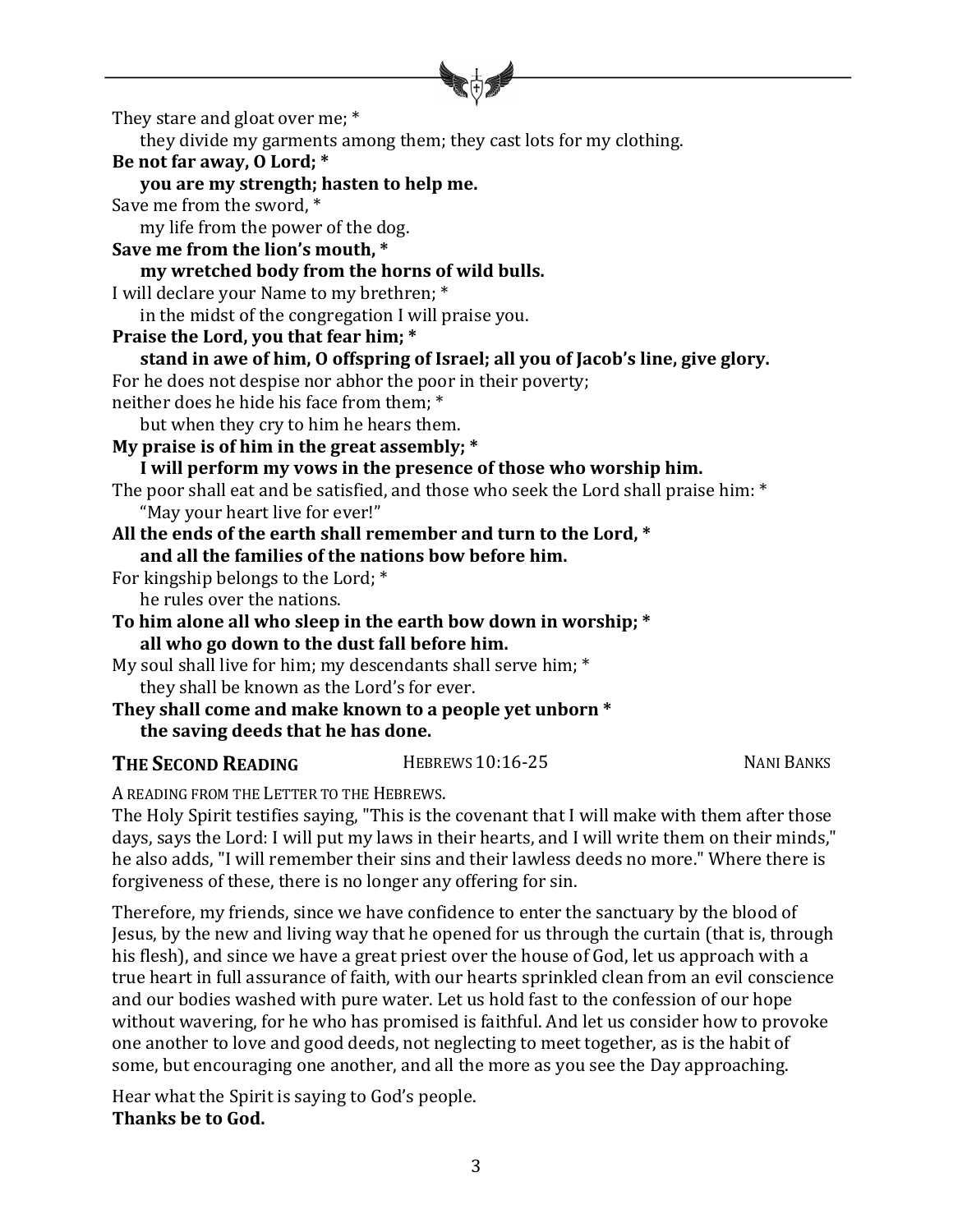They stare and gloat over me; *
  they divide my garments among them; they cast lots for my clothing.
**Be not far away, O Lord; ***
  **you are my strength; hasten to help me.**
Save me from the sword, *
  my life from the power of the dog.
**Save me from the lion's mouth, ***
  **my wretched body from the horns of wild bulls.**
I will declare your Name to my brethren; *
  in the midst of the congregation I will praise you.
**Praise the Lord, you that fear him; ***
  **stand in awe of him, O offspring of Israel; all you of Jacob's line, give glory.**
For he does not despise nor abhor the poor in their poverty;
neither does he hide his face from them; *
  but when they cry to him he hears them.
**My praise is of him in the great assembly; ***
  **I will perform my vows in the presence of those who worship him.**
The poor shall eat and be satisfied, and those who seek the Lord shall praise him: *
  "May your heart live for ever!"
**All the ends of the earth shall remember and turn to the Lord, ***
  **and all the families of the nations bow before him.**
For kingship belongs to the Lord; *
  he rules over the nations.
**To him alone all who sleep in the earth bow down in worship; ***
  **all who go down to the dust fall before him.**
My soul shall live for him; my descendants shall serve him; *
  they shall be known as the Lord's for ever.
**They shall come and make known to a people yet unborn ***
  **the saving deeds that he has done.**

## THE SECOND READING — HEBREWS 10:16-25 — NANI BANKS

A READING FROM THE LETTER TO THE HEBREWS.
The Holy Spirit testifies saying, "This is the covenant that I will make with them after those days, says the Lord: I will put my laws in their hearts, and I will write them on their minds," he also adds, "I will remember their sins and their lawless deeds no more." Where there is forgiveness of these, there is no longer any offering for sin.

Therefore, my friends, since we have confidence to enter the sanctuary by the blood of Jesus, by the new and living way that he opened for us through the curtain (that is, through his flesh), and since we have a great priest over the house of God, let us approach with a true heart in full assurance of faith, with our hearts sprinkled clean from an evil conscience and our bodies washed with pure water. Let us hold fast to the confession of our hope without wavering, for he who has promised is faithful. And let us consider how to provoke one another to love and good deeds, not neglecting to meet together, as is the habit of some, but encouraging one another, and all the more as you see the Day approaching.

Hear what the Spirit is saying to God's people.
**Thanks be to God.**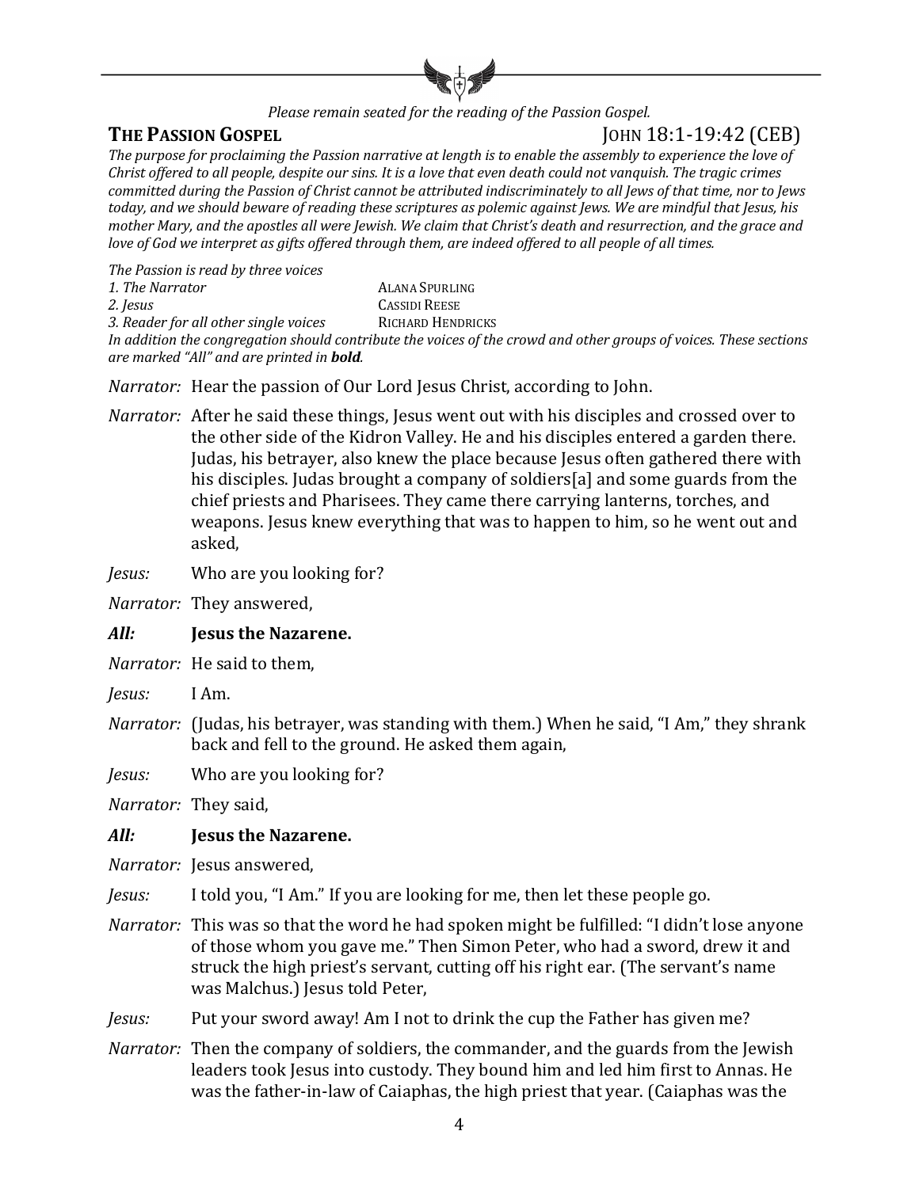*Please remain seated for the reading of the Passion Gospel.*

**THE PASSION GOSPEL** JOHN 18:1-19:42 (CEB)

*The purpose for proclaiming the Passion narrative at length is to enable the assembly to experience the love of Christ offered to all people, despite our sins. It is a love that even death could not vanquish. The tragic crimes committed during the Passion of Christ cannot be attributed indiscriminately to all Jews of that time, nor to Jews today, and we should beware of reading these scriptures as polemic against Jews. We are mindful that Jesus, his mother Mary, and the apostles all were Jewish. We claim that Christ's death and resurrection, and the grace and love of God we interpret as gifts offered through them, are indeed offered to all people of all times.*

*The Passion is read by three voices*

*1. The Narrator* ALANA SPURLING
*2. Jesus* CASSIDI REESE
*3. Reader for all other single voices* RICHARD HENDRICKS

*In addition the congregation should contribute the voices of the crowd and other groups of voices. These sections are marked "All" and are printed in* ***bold****.*

*Narrator:* Hear the passion of Our Lord Jesus Christ, according to John.

*Narrator:* After he said these things, Jesus went out with his disciples and crossed over to the other side of the Kidron Valley. He and his disciples entered a garden there. Judas, his betrayer, also knew the place because Jesus often gathered there with his disciples. Judas brought a company of soldiers[a] and some guards from the chief priests and Pharisees. They came there carrying lanterns, torches, and weapons. Jesus knew everything that was to happen to him, so he went out and asked,

*Jesus:* Who are you looking for?

*Narrator:* They answered,

***All:*** **Jesus the Nazarene.**

*Narrator:* He said to them,

*Jesus:* I Am.

*Narrator:* (Judas, his betrayer, was standing with them.) When he said, "I Am," they shrank back and fell to the ground. He asked them again,

*Jesus:* Who are you looking for?

*Narrator:* They said,

***All:*** **Jesus the Nazarene.**

*Narrator:* Jesus answered,

*Jesus:* I told you, "I Am." If you are looking for me, then let these people go.

*Narrator:* This was so that the word he had spoken might be fulfilled: "I didn't lose anyone of those whom you gave me." Then Simon Peter, who had a sword, drew it and struck the high priest's servant, cutting off his right ear. (The servant's name was Malchus.) Jesus told Peter,

*Jesus:* Put your sword away! Am I not to drink the cup the Father has given me?

*Narrator:* Then the company of soldiers, the commander, and the guards from the Jewish leaders took Jesus into custody. They bound him and led him first to Annas. He was the father-in-law of Caiaphas, the high priest that year. (Caiaphas was the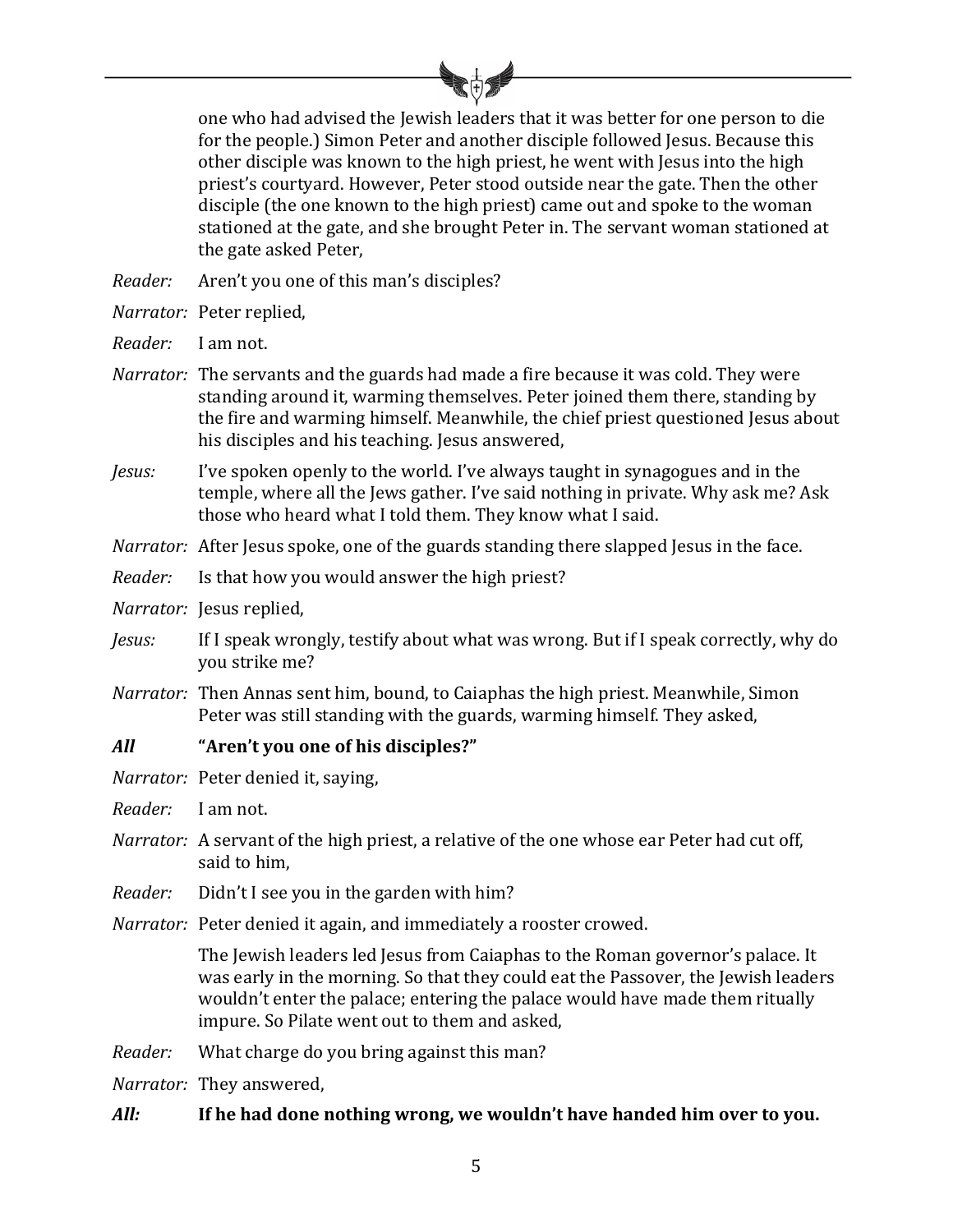one who had advised the Jewish leaders that it was better for one person to die for the people.) Simon Peter and another disciple followed Jesus. Because this other disciple was known to the high priest, he went with Jesus into the high priest's courtyard. However, Peter stood outside near the gate. Then the other disciple (the one known to the high priest) came out and spoke to the woman stationed at the gate, and she brought Peter in. The servant woman stationed at the gate asked Peter,

*Reader:* Aren't you one of this man's disciples?

*Narrator:* Peter replied,

*Reader:* I am not.

*Narrator:* The servants and the guards had made a fire because it was cold. They were standing around it, warming themselves. Peter joined them there, standing by the fire and warming himself. Meanwhile, the chief priest questioned Jesus about his disciples and his teaching. Jesus answered,

*Jesus:* I've spoken openly to the world. I've always taught in synagogues and in the temple, where all the Jews gather. I've said nothing in private. Why ask me? Ask those who heard what I told them. They know what I said.

*Narrator:* After Jesus spoke, one of the guards standing there slapped Jesus in the face.

*Reader:* Is that how you would answer the high priest?

*Narrator:* Jesus replied,

*Jesus:* If I speak wrongly, testify about what was wrong. But if I speak correctly, why do you strike me?

*Narrator:* Then Annas sent him, bound, to Caiaphas the high priest. Meanwhile, Simon Peter was still standing with the guards, warming himself. They asked,

***All*** **"Aren't you one of his disciples?"**

*Narrator:* Peter denied it, saying,

*Reader:* I am not.

*Narrator:* A servant of the high priest, a relative of the one whose ear Peter had cut off, said to him,

*Reader:* Didn't I see you in the garden with him?

*Narrator:* Peter denied it again, and immediately a rooster crowed.

The Jewish leaders led Jesus from Caiaphas to the Roman governor's palace. It was early in the morning. So that they could eat the Passover, the Jewish leaders wouldn't enter the palace; entering the palace would have made them ritually impure. So Pilate went out to them and asked,

*Reader:* What charge do you bring against this man?

*Narrator:* They answered,

***All:*** **If he had done nothing wrong, we wouldn't have handed him over to you.**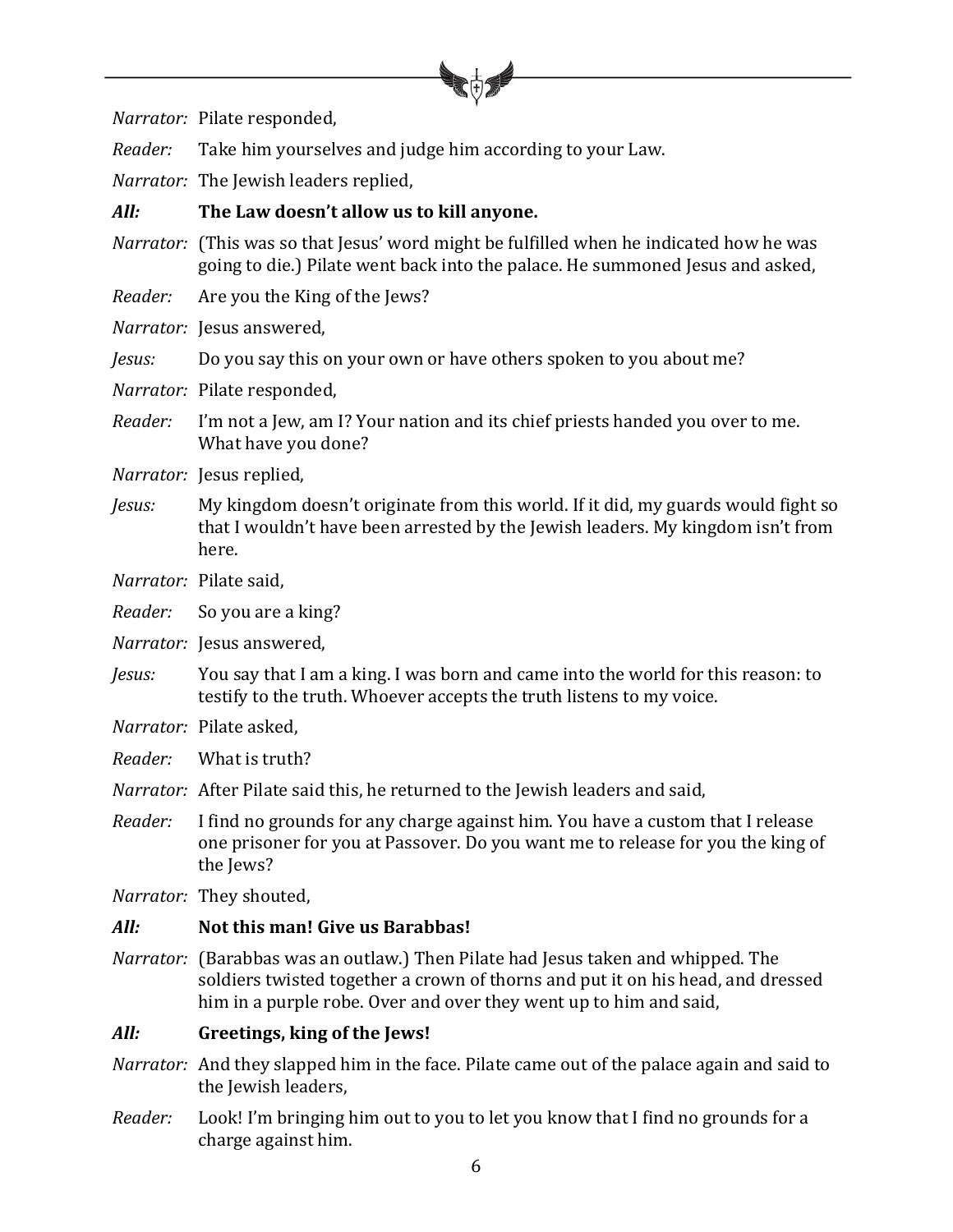*Narrator:* Pilate responded,

*Reader:* Take him yourselves and judge him according to your Law.

*Narrator:* The Jewish leaders replied,

***All:*** **The Law doesn't allow us to kill anyone.**

*Narrator:* (This was so that Jesus' word might be fulfilled when he indicated how he was going to die.) Pilate went back into the palace. He summoned Jesus and asked,

*Reader:* Are you the King of the Jews?

*Narrator:* Jesus answered,

*Jesus:* Do you say this on your own or have others spoken to you about me?

*Narrator:* Pilate responded,

*Reader:* I'm not a Jew, am I? Your nation and its chief priests handed you over to me. What have you done?

*Narrator:* Jesus replied,

*Jesus:* My kingdom doesn't originate from this world. If it did, my guards would fight so that I wouldn't have been arrested by the Jewish leaders. My kingdom isn't from here.

*Narrator:* Pilate said,

*Reader:* So you are a king?

*Narrator:* Jesus answered,

*Jesus:* You say that I am a king. I was born and came into the world for this reason: to testify to the truth. Whoever accepts the truth listens to my voice.

*Narrator:* Pilate asked,

*Reader:* What is truth?

*Narrator:* After Pilate said this, he returned to the Jewish leaders and said,

*Reader:* I find no grounds for any charge against him. You have a custom that I release one prisoner for you at Passover. Do you want me to release for you the king of the Jews?

*Narrator:* They shouted,

***All:*** **Not this man! Give us Barabbas!**

*Narrator:* (Barabbas was an outlaw.) Then Pilate had Jesus taken and whipped. The soldiers twisted together a crown of thorns and put it on his head, and dressed him in a purple robe. Over and over they went up to him and said,

***All:*** **Greetings, king of the Jews!**

*Narrator:* And they slapped him in the face. Pilate came out of the palace again and said to the Jewish leaders,

*Reader:* Look! I'm bringing him out to you to let you know that I find no grounds for a charge against him.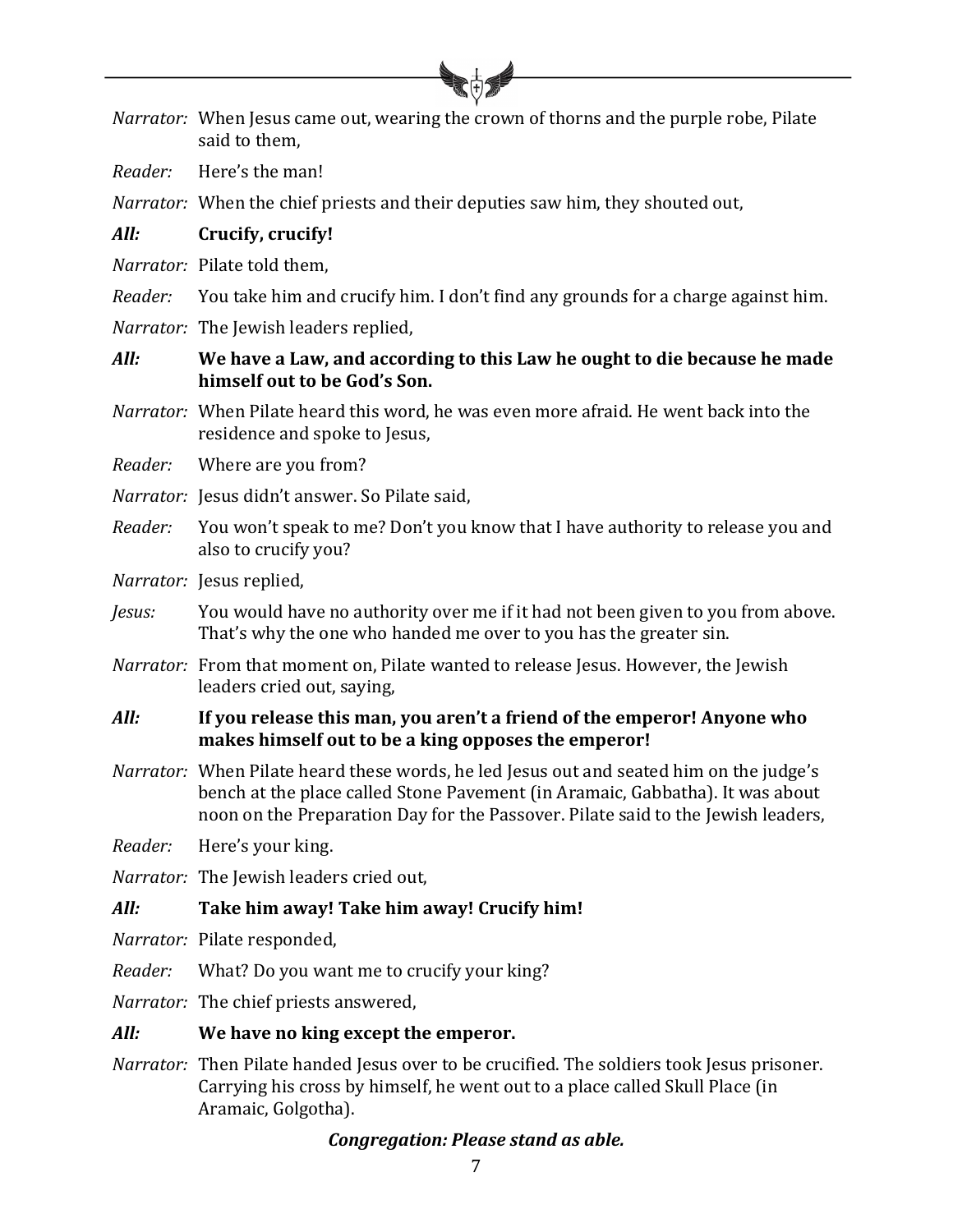*Narrator:* When Jesus came out, wearing the crown of thorns and the purple robe, Pilate said to them,

*Reader:* Here's the man!

*Narrator:* When the chief priests and their deputies saw him, they shouted out,

***All:*** **Crucify, crucify!**

*Narrator:* Pilate told them,

*Reader:* You take him and crucify him. I don't find any grounds for a charge against him.

*Narrator:* The Jewish leaders replied,

***All:*** **We have a Law, and according to this Law he ought to die because he made himself out to be God's Son.**

*Narrator:* When Pilate heard this word, he was even more afraid. He went back into the residence and spoke to Jesus,

*Reader:* Where are you from?

*Narrator:* Jesus didn't answer. So Pilate said,

*Reader:* You won't speak to me? Don't you know that I have authority to release you and also to crucify you?

*Narrator:* Jesus replied,

*Jesus:* You would have no authority over me if it had not been given to you from above. That's why the one who handed me over to you has the greater sin.

*Narrator:* From that moment on, Pilate wanted to release Jesus. However, the Jewish leaders cried out, saying,

***All:*** **If you release this man, you aren't a friend of the emperor! Anyone who makes himself out to be a king opposes the emperor!**

*Narrator:* When Pilate heard these words, he led Jesus out and seated him on the judge's bench at the place called Stone Pavement (in Aramaic, Gabbatha). It was about noon on the Preparation Day for the Passover. Pilate said to the Jewish leaders,

*Reader:* Here's your king.

*Narrator:* The Jewish leaders cried out,

***All:*** **Take him away! Take him away! Crucify him!**

*Narrator:* Pilate responded,

*Reader:* What? Do you want me to crucify your king?

*Narrator:* The chief priests answered,

***All:*** **We have no king except the emperor.**

*Narrator:* Then Pilate handed Jesus over to be crucified. The soldiers took Jesus prisoner. Carrying his cross by himself, he went out to a place called Skull Place (in Aramaic, Golgotha).

***Congregation: Please stand as able.***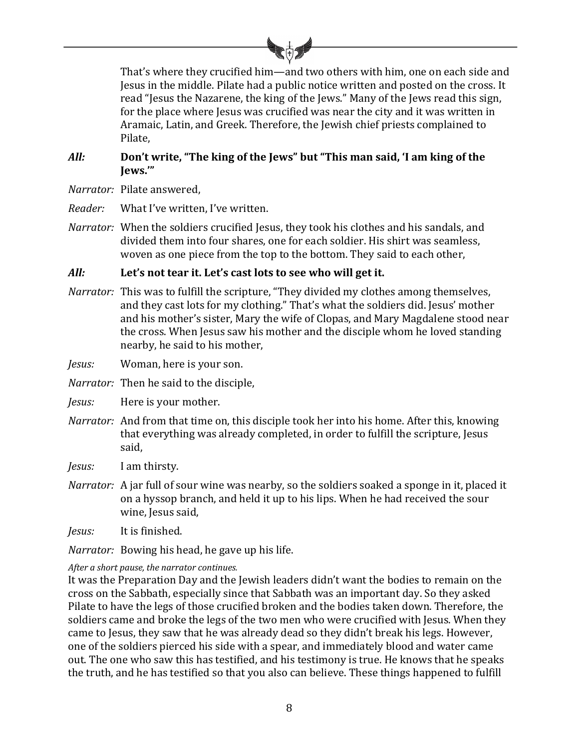That's where they crucified him—and two others with him, one on each side and Jesus in the middle. Pilate had a public notice written and posted on the cross. It read "Jesus the Nazarene, the king of the Jews." Many of the Jews read this sign, for the place where Jesus was crucified was near the city and it was written in Aramaic, Latin, and Greek. Therefore, the Jewish chief priests complained to Pilate,

***All:*** **Don't write, "The king of the Jews" but "This man said, 'I am king of the Jews.'"**

*Narrator:* Pilate answered,

*Reader:* What I've written, I've written.

*Narrator:* When the soldiers crucified Jesus, they took his clothes and his sandals, and divided them into four shares, one for each soldier. His shirt was seamless, woven as one piece from the top to the bottom. They said to each other,

***All:*** **Let's not tear it. Let's cast lots to see who will get it.**

*Narrator:* This was to fulfill the scripture, "They divided my clothes among themselves, and they cast lots for my clothing." That's what the soldiers did. Jesus' mother and his mother's sister, Mary the wife of Clopas, and Mary Magdalene stood near the cross. When Jesus saw his mother and the disciple whom he loved standing nearby, he said to his mother,

*Jesus:* Woman, here is your son.

*Narrator:* Then he said to the disciple,

*Jesus:* Here is your mother.

*Narrator:* And from that time on, this disciple took her into his home. After this, knowing that everything was already completed, in order to fulfill the scripture, Jesus said,

*Jesus:* I am thirsty.

*Narrator:* A jar full of sour wine was nearby, so the soldiers soaked a sponge in it, placed it on a hyssop branch, and held it up to his lips. When he had received the sour wine, Jesus said,

*Jesus:* It is finished.

*Narrator:* Bowing his head, he gave up his life.

*After a short pause, the narrator continues.*

It was the Preparation Day and the Jewish leaders didn't want the bodies to remain on the cross on the Sabbath, especially since that Sabbath was an important day. So they asked Pilate to have the legs of those crucified broken and the bodies taken down. Therefore, the soldiers came and broke the legs of the two men who were crucified with Jesus. When they came to Jesus, they saw that he was already dead so they didn't break his legs. However, one of the soldiers pierced his side with a spear, and immediately blood and water came out. The one who saw this has testified, and his testimony is true. He knows that he speaks the truth, and he has testified so that you also can believe. These things happened to fulfill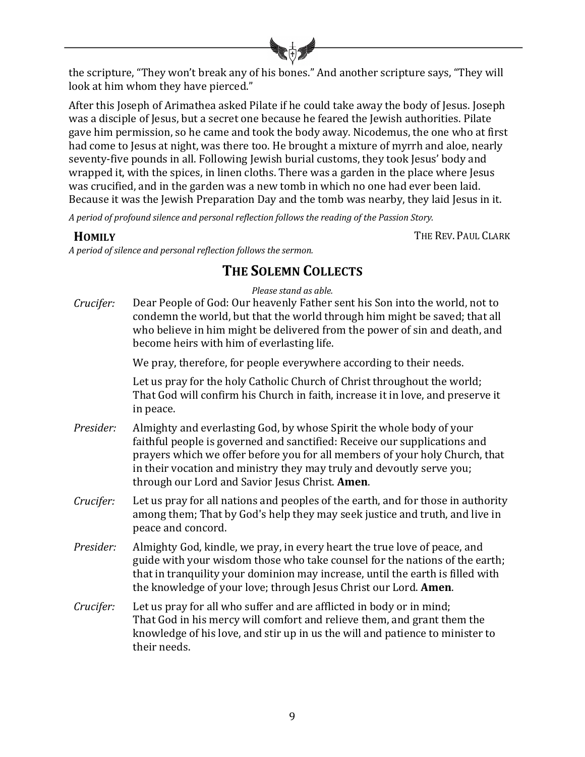the scripture, "They won't break any of his bones." And another scripture says, "They will look at him whom they have pierced."

After this Joseph of Arimathea asked Pilate if he could take away the body of Jesus. Joseph was a disciple of Jesus, but a secret one because he feared the Jewish authorities. Pilate gave him permission, so he came and took the body away. Nicodemus, the one who at first had come to Jesus at night, was there too. He brought a mixture of myrrh and aloe, nearly seventy-five pounds in all. Following Jewish burial customs, they took Jesus' body and wrapped it, with the spices, in linen cloths. There was a garden in the place where Jesus was crucified, and in the garden was a new tomb in which no one had ever been laid. Because it was the Jewish Preparation Day and the tomb was nearby, they laid Jesus in it.

*A period of profound silence and personal reflection follows the reading of the Passion Story.*

**HOMILY** THE REV. PAUL CLARK

*A period of silence and personal reflection follows the sermon.*

## THE SOLEMN COLLECTS

*Please stand as able.*

*Crucifer:* Dear People of God: Our heavenly Father sent his Son into the world, not to condemn the world, but that the world through him might be saved; that all who believe in him might be delivered from the power of sin and death, and become heirs with him of everlasting life.

We pray, therefore, for people everywhere according to their needs.

Let us pray for the holy Catholic Church of Christ throughout the world; That God will confirm his Church in faith, increase it in love, and preserve it in peace.

*Presider:* Almighty and everlasting God, by whose Spirit the whole body of your faithful people is governed and sanctified: Receive our supplications and prayers which we offer before you for all members of your holy Church, that in their vocation and ministry they may truly and devoutly serve you; through our Lord and Savior Jesus Christ. **Amen**.

*Crucifer:* Let us pray for all nations and peoples of the earth, and for those in authority among them; That by God's help they may seek justice and truth, and live in peace and concord.

*Presider:* Almighty God, kindle, we pray, in every heart the true love of peace, and guide with your wisdom those who take counsel for the nations of the earth; that in tranquility your dominion may increase, until the earth is filled with the knowledge of your love; through Jesus Christ our Lord. **Amen**.

*Crucifer:* Let us pray for all who suffer and are afflicted in body or in mind; That God in his mercy will comfort and relieve them, and grant them the knowledge of his love, and stir up in us the will and patience to minister to their needs.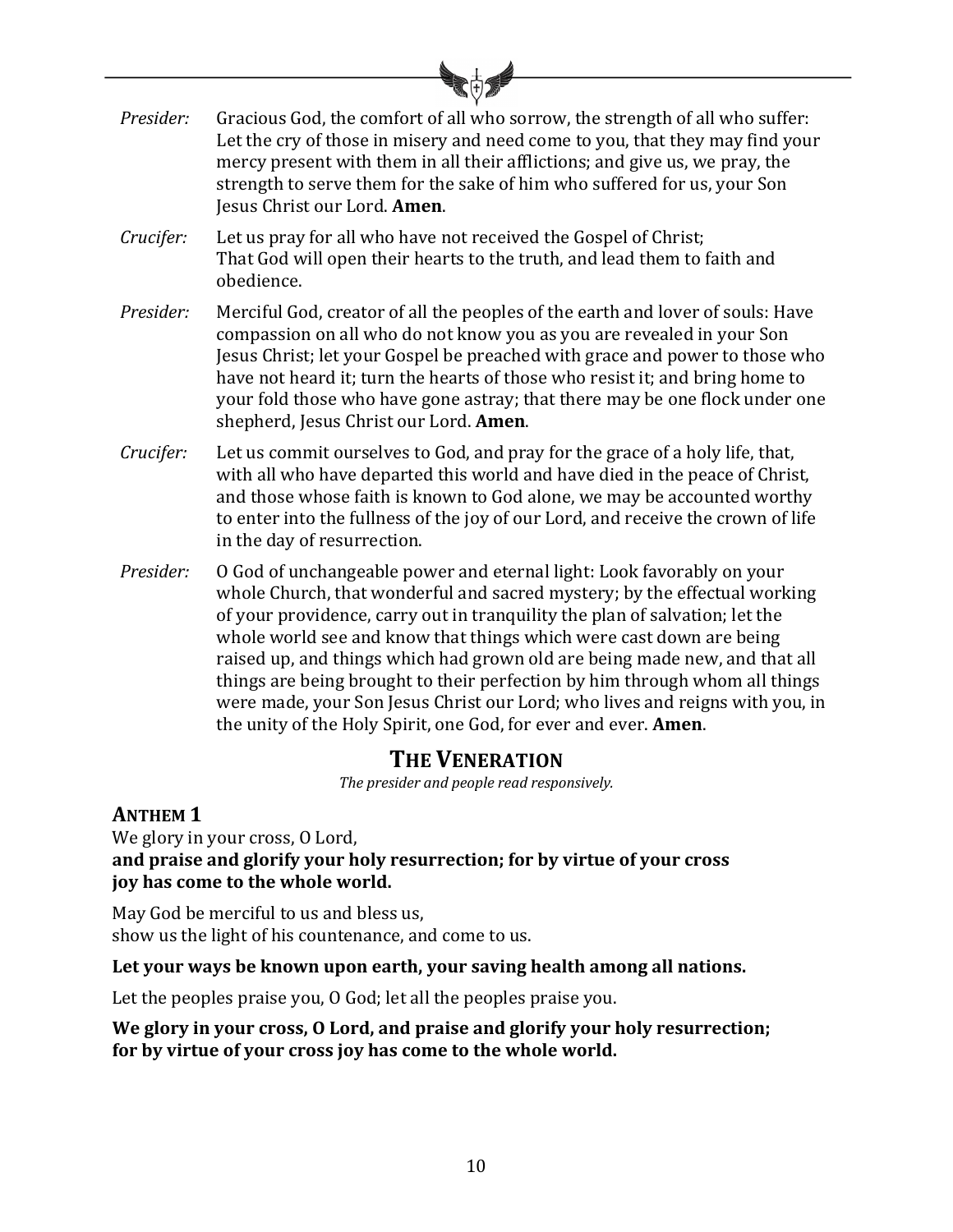*Presider:* Gracious God, the comfort of all who sorrow, the strength of all who suffer: Let the cry of those in misery and need come to you, that they may find your mercy present with them in all their afflictions; and give us, we pray, the strength to serve them for the sake of him who suffered for us, your Son Jesus Christ our Lord. **Amen**.

*Crucifer:* Let us pray for all who have not received the Gospel of Christ; That God will open their hearts to the truth, and lead them to faith and obedience.

*Presider:* Merciful God, creator of all the peoples of the earth and lover of souls: Have compassion on all who do not know you as you are revealed in your Son Jesus Christ; let your Gospel be preached with grace and power to those who have not heard it; turn the hearts of those who resist it; and bring home to your fold those who have gone astray; that there may be one flock under one shepherd, Jesus Christ our Lord. **Amen**.

*Crucifer:* Let us commit ourselves to God, and pray for the grace of a holy life, that, with all who have departed this world and have died in the peace of Christ, and those whose faith is known to God alone, we may be accounted worthy to enter into the fullness of the joy of our Lord, and receive the crown of life in the day of resurrection.

*Presider:* O God of unchangeable power and eternal light: Look favorably on your whole Church, that wonderful and sacred mystery; by the effectual working of your providence, carry out in tranquility the plan of salvation; let the whole world see and know that things which were cast down are being raised up, and things which had grown old are being made new, and that all things are being brought to their perfection by him through whom all things were made, your Son Jesus Christ our Lord; who lives and reigns with you, in the unity of the Holy Spirit, one God, for ever and ever. **Amen**.

## The Veneration

*The presider and people read responsively.*

### Anthem 1

We glory in your cross, O Lord,
**and praise and glorify your holy resurrection; for by virtue of your cross joy has come to the whole world.**

May God be merciful to us and bless us,
show us the light of his countenance, and come to us.

**Let your ways be known upon earth, your saving health among all nations.**

Let the peoples praise you, O God; let all the peoples praise you.

**We glory in your cross, O Lord, and praise and glorify your holy resurrection; for by virtue of your cross joy has come to the whole world.**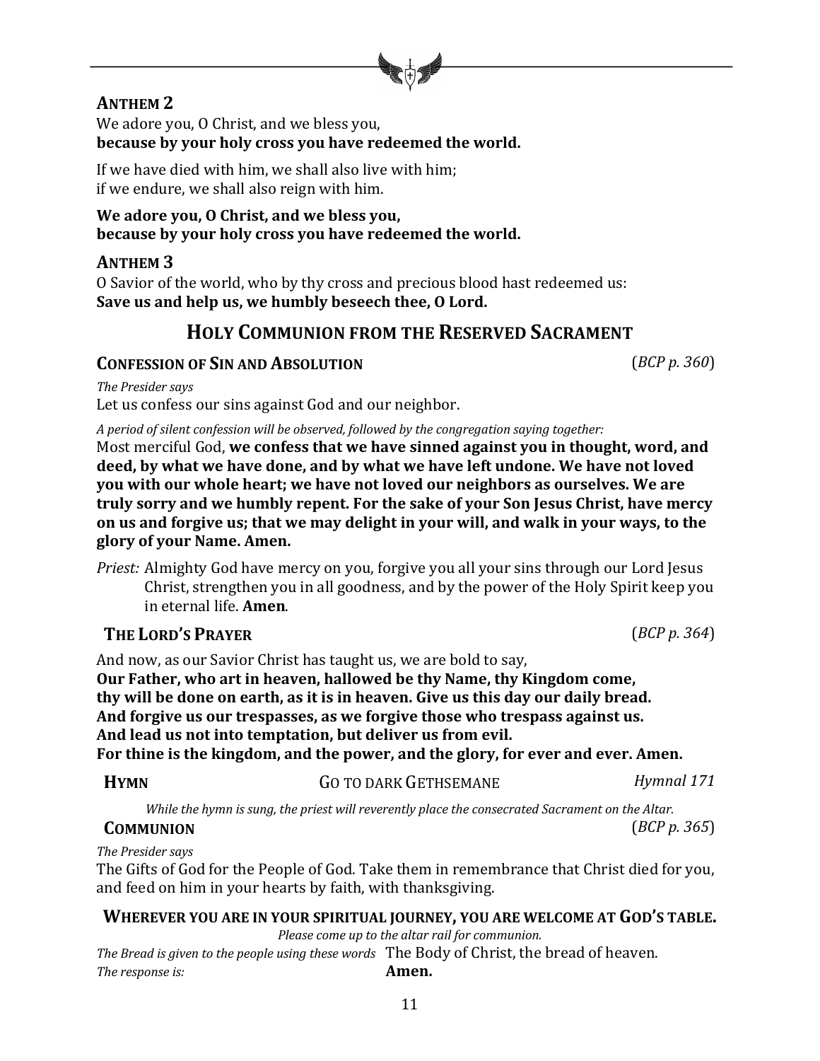**ANTHEM 2**

We adore you, O Christ, and we bless you,
**because by your holy cross you have redeemed the world.**

If we have died with him, we shall also live with him;
if we endure, we shall also reign with him.

**We adore you, O Christ, and we bless you,**
**because by your holy cross you have redeemed the world.**

**ANTHEM 3**

O Savior of the world, who by thy cross and precious blood hast redeemed us:
**Save us and help us, we humbly beseech thee, O Lord.**

## HOLY COMMUNION FROM THE RESERVED SACRAMENT

**CONFESSION OF SIN AND ABSOLUTION** (*BCP p. 360*)

*The Presider says*
Let us confess our sins against God and our neighbor.

*A period of silent confession will be observed, followed by the congregation saying together:*
Most merciful God, **we confess that we have sinned against you in thought, word, and deed, by what we have done, and by what we have left undone. We have not loved you with our whole heart; we have not loved our neighbors as ourselves. We are truly sorry and we humbly repent. For the sake of your Son Jesus Christ, have mercy on us and forgive us; that we may delight in your will, and walk in your ways, to the glory of your Name. Amen.**

*Priest:* Almighty God have mercy on you, forgive you all your sins through our Lord Jesus Christ, strengthen you in all goodness, and by the power of the Holy Spirit keep you in eternal life. **Amen**.

**THE LORD'S PRAYER** (*BCP p. 364*)

And now, as our Savior Christ has taught us, we are bold to say,
**Our Father, who art in heaven, hallowed be thy Name, thy Kingdom come,**
**thy will be done on earth, as it is in heaven. Give us this day our daily bread.**
**And forgive us our trespasses, as we forgive those who trespass against us.**
**And lead us not into temptation, but deliver us from evil.**
**For thine is the kingdom, and the power, and the glory, for ever and ever. Amen.**

**HYMN** GO TO DARK GETHSEMANE *Hymnal 171*

*While the hymn is sung, the priest will reverently place the consecrated Sacrament on the Altar.*

**COMMUNION** (*BCP p. 365*)

*The Presider says*
The Gifts of God for the People of God. Take them in remembrance that Christ died for you, and feed on him in your hearts by faith, with thanksgiving.

**WHEREVER YOU ARE IN YOUR SPIRITUAL JOURNEY, YOU ARE WELCOME AT GOD'S TABLE.**

*Please come up to the altar rail for communion.*

*The Bread is given to the people using these words* The Body of Christ, the bread of heaven.
*The response is:* **Amen.**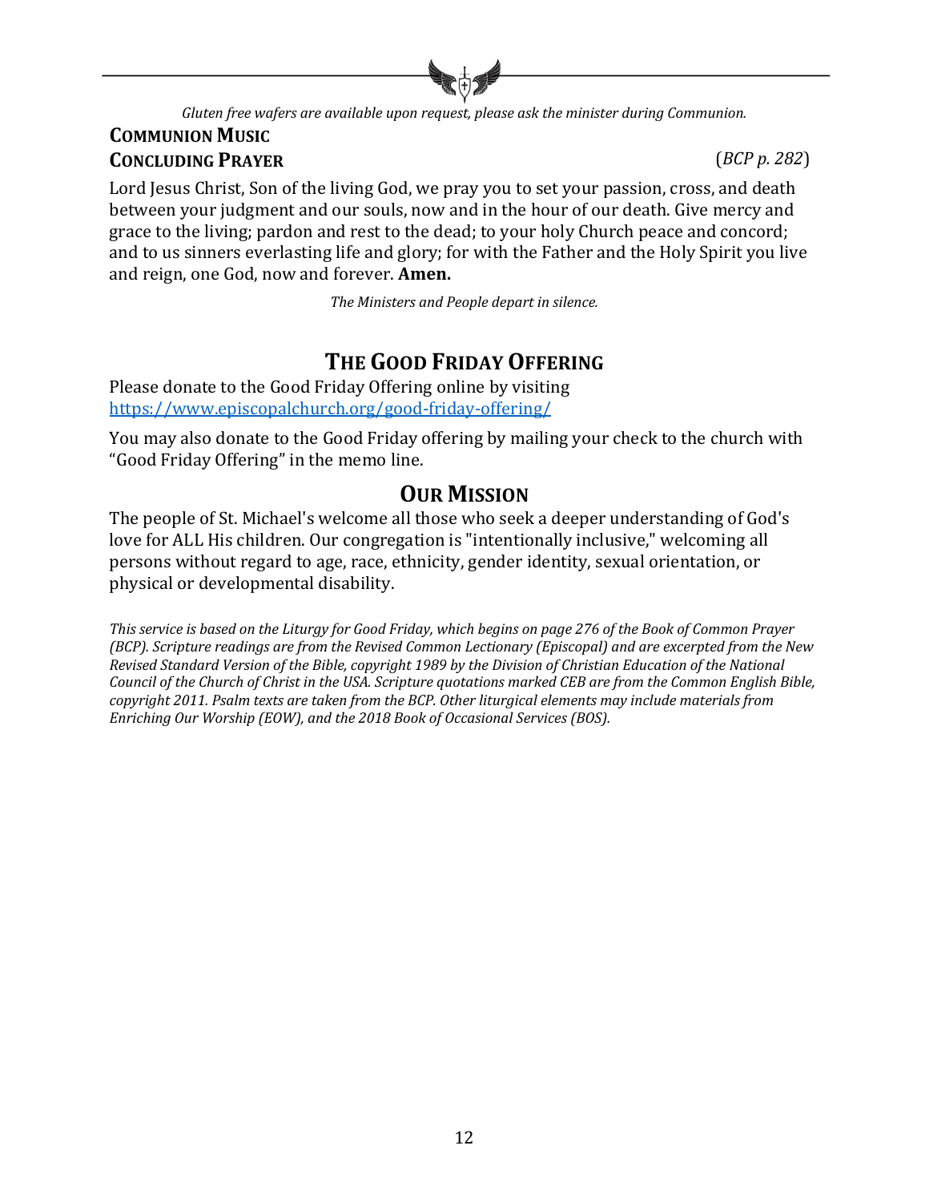*Gluten free wafers are available upon request, please ask the minister during Communion.*

**COMMUNION MUSIC**

**CONCLUDING PRAYER** (*BCP p. 282*)

Lord Jesus Christ, Son of the living God, we pray you to set your passion, cross, and death between your judgment and our souls, now and in the hour of our death. Give mercy and grace to the living; pardon and rest to the dead; to your holy Church peace and concord; and to us sinners everlasting life and glory; for with the Father and the Holy Spirit you live and reign, one God, now and forever. **Amen.**

*The Ministers and People depart in silence.*

## THE GOOD FRIDAY OFFERING

Please donate to the Good Friday Offering online by visiting https://www.episcopalchurch.org/good-friday-offering/

You may also donate to the Good Friday offering by mailing your check to the church with "Good Friday Offering" in the memo line.

## OUR MISSION

The people of St. Michael's welcome all those who seek a deeper understanding of God's love for ALL His children. Our congregation is "intentionally inclusive," welcoming all persons without regard to age, race, ethnicity, gender identity, sexual orientation, or physical or developmental disability.

*This service is based on the Liturgy for Good Friday, which begins on page 276 of the Book of Common Prayer (BCP). Scripture readings are from the Revised Common Lectionary (Episcopal) and are excerpted from the New Revised Standard Version of the Bible, copyright 1989 by the Division of Christian Education of the National Council of the Church of Christ in the USA. Scripture quotations marked CEB are from the Common English Bible, copyright 2011. Psalm texts are taken from the BCP. Other liturgical elements may include materials from Enriching Our Worship (EOW), and the 2018 Book of Occasional Services (BOS).*